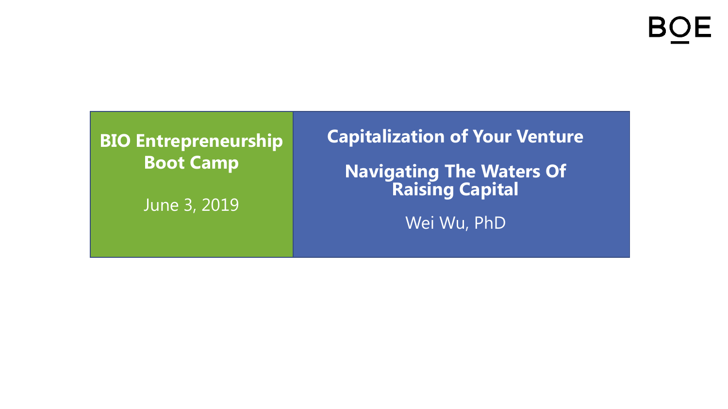BOE

**BIO Entrepreneurship Boot Camp**

June 3, 2019

# Capitalization of Your Venture

## Navigating The Waters Of Raising Capital

Wei Wu, PhD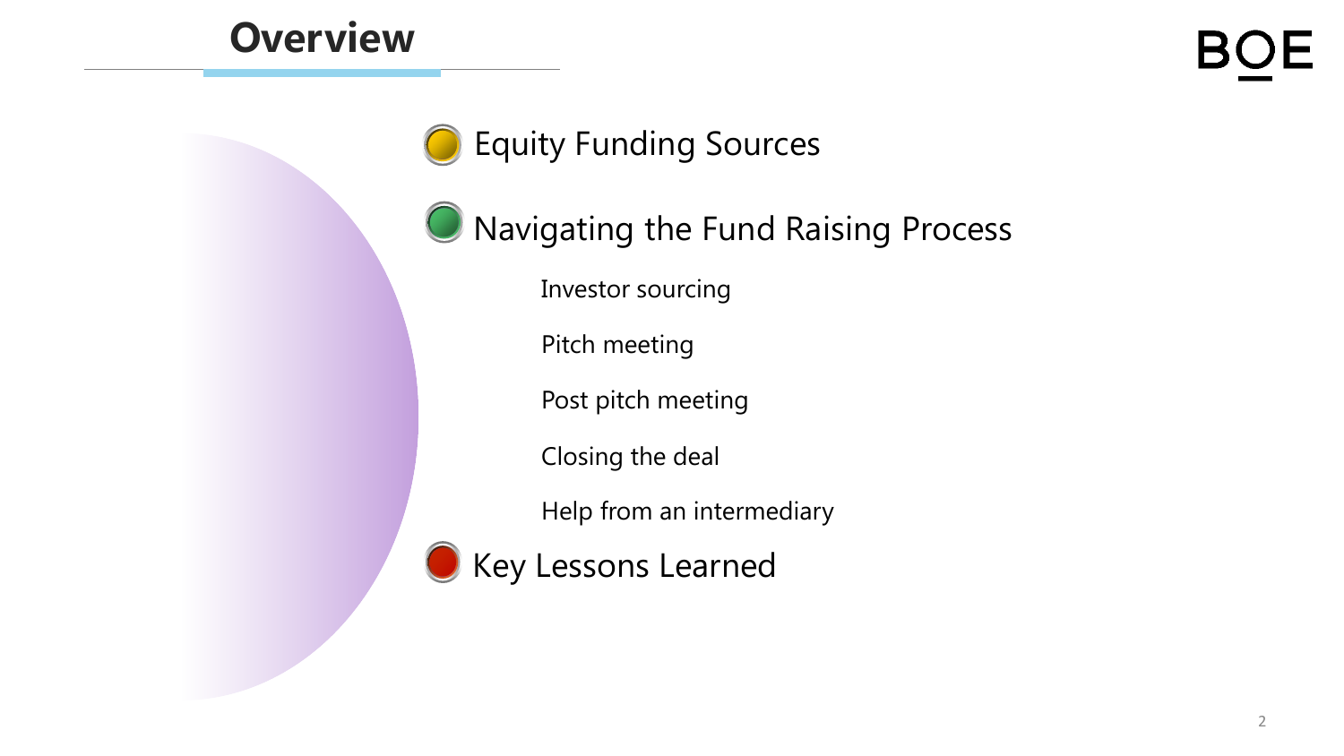# Overview

- Equity Funding Sources
- Navigating the Fund Raising Process
  - Investor sourcing
  - Pitch meeting
  - Post pitch meeting
  - Closing the deal
  - Help from an intermediary
- Key Lessons Learned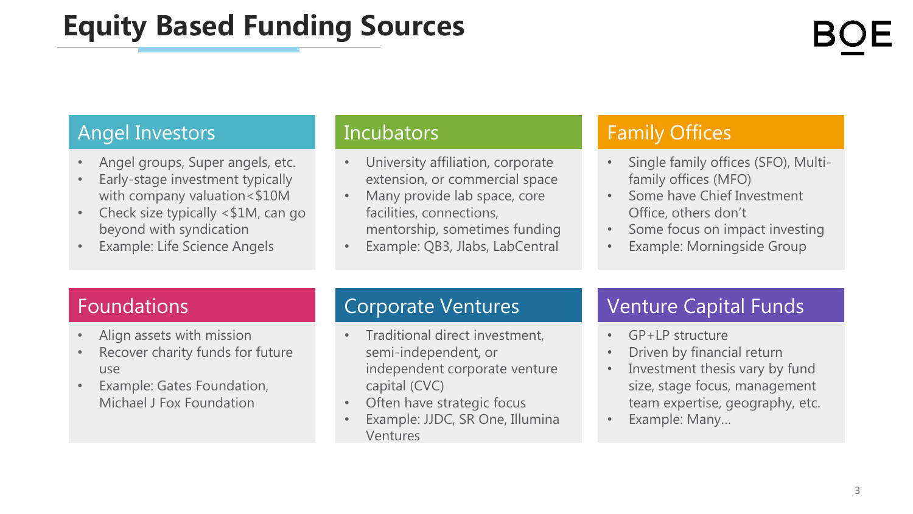# Equity Based Funding Sources

## Angel Investors

- Angel groups, Super angels, etc.
- Early-stage investment typically with company valuation<$10M
- Check size typically <$1M, can go beyond with syndication
- Example: Life Science Angels

## Incubators

- University affiliation, corporate extension, or commercial space
- Many provide lab space, core facilities, connections, mentorship, sometimes funding
- Example: QB3, Jlabs, LabCentral

## Family Offices

- Single family offices (SFO), Multi-family offices (MFO)
- Some have Chief Investment Office, others don't
- Some focus on impact investing
- Example: Morningside Group

## Foundations

- Align assets with mission
- Recover charity funds for future use
- Example: Gates Foundation, Michael J Fox Foundation

## Corporate Ventures

- Traditional direct investment, semi-independent, or independent corporate venture capital (CVC)
- Often have strategic focus
- Example: JJDC, SR One, Illumina Ventures

## Venture Capital Funds

- GP+LP structure
- Driven by financial return
- Investment thesis vary by fund size, stage focus, management team expertise, geography, etc.
- Example: Many…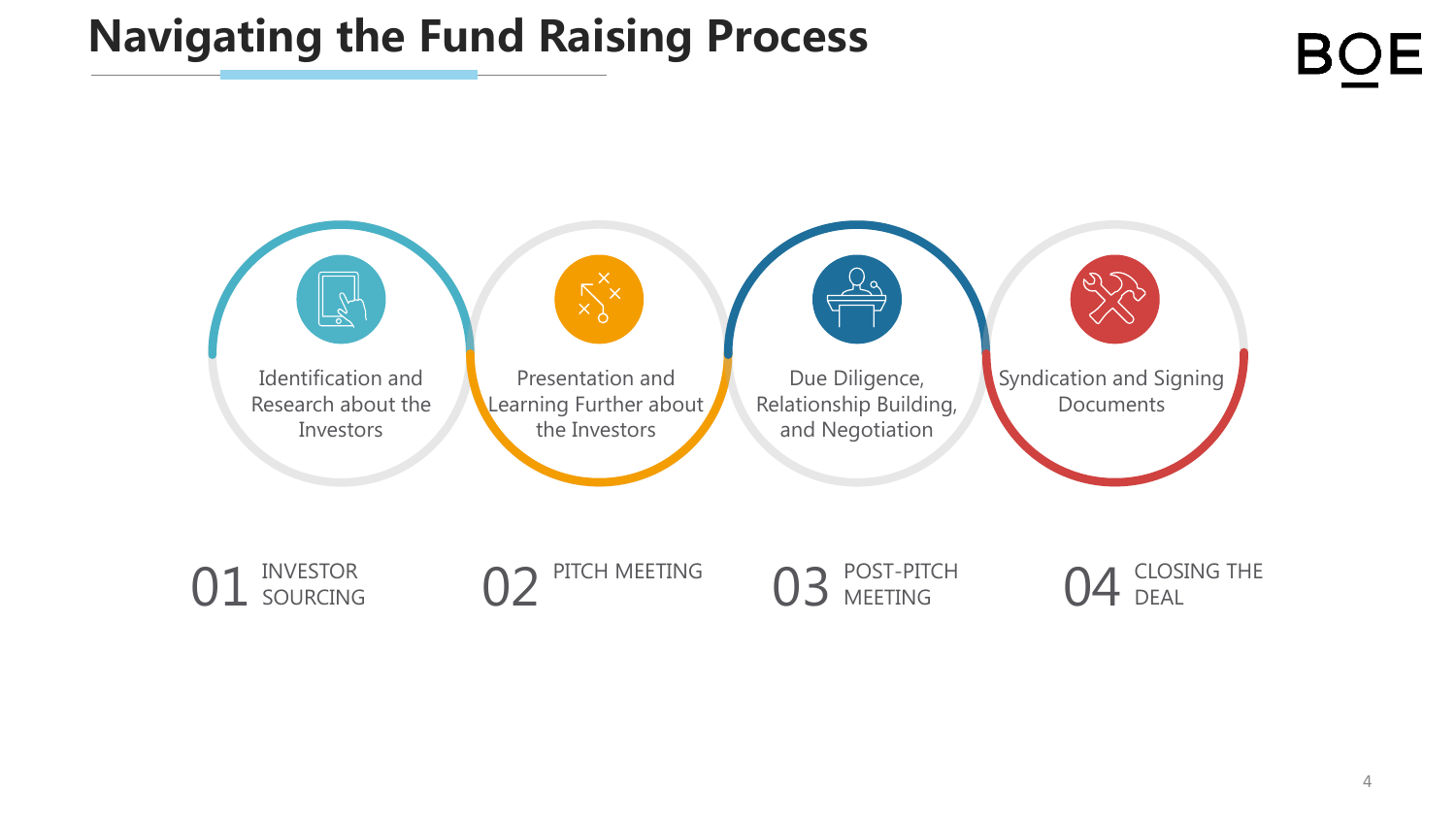# Navigating the Fund Raising Process

Identification and Research about the Investors

Presentation and Learning Further about the Investors

Due Diligence, Relationship Building, and Negotiation

Syndication and Signing Documents

01 INVESTOR SOURCING

02 PITCH MEETING

03 POST-PITCH MEETING

04 CLOSING THE DEAL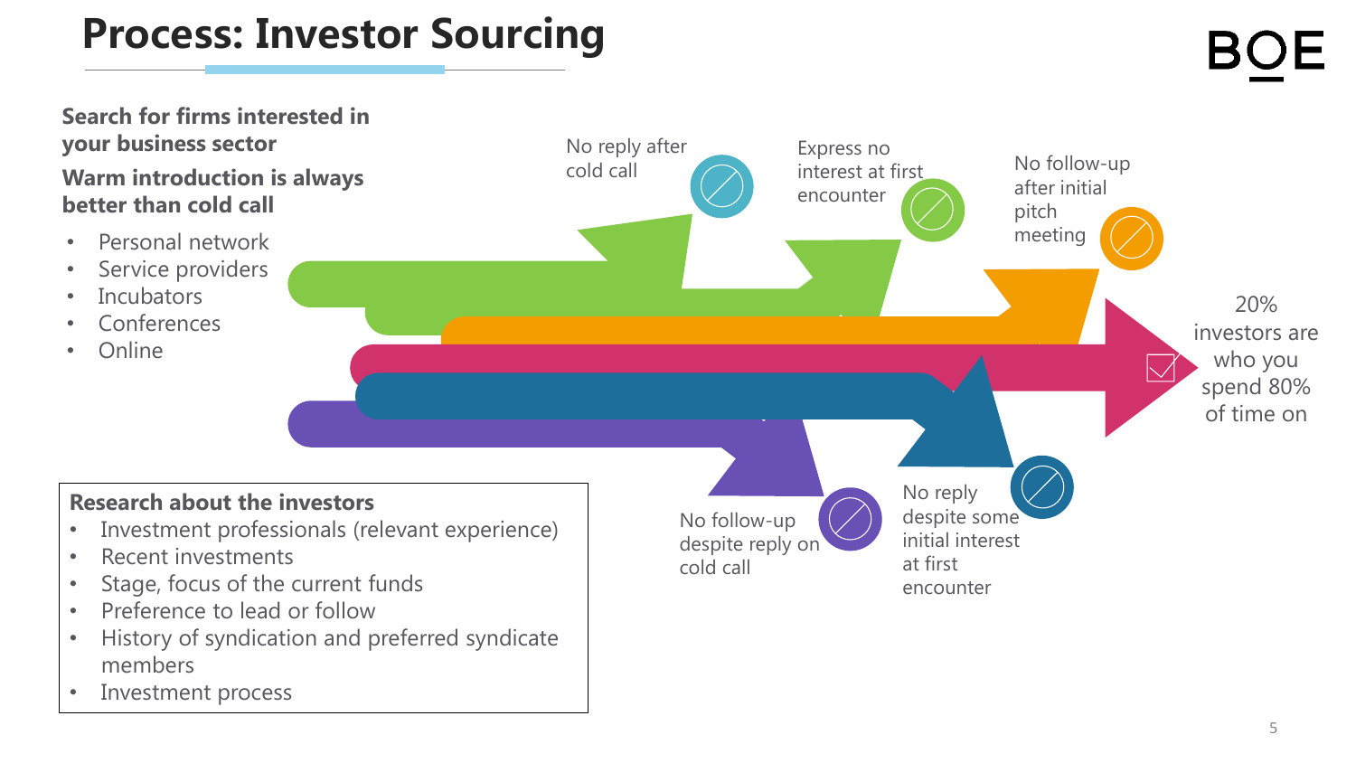# Process: Investor Sourcing

**Search for firms interested in your business sector**

**Warm introduction is always better than cold call**

- Personal network
- Service providers
- Incubators
- Conferences
- Online

No reply after cold call

Express no interest at first encounter

No follow-up after initial pitch meeting

20% investors are who you spend 80% of time on

No follow-up despite reply on cold call

No reply despite some initial interest at first encounter

**Research about the investors**

- Investment professionals (relevant experience)
- Recent investments
- Stage, focus of the current funds
- Preference to lead or follow
- History of syndication and preferred syndicate members
- Investment process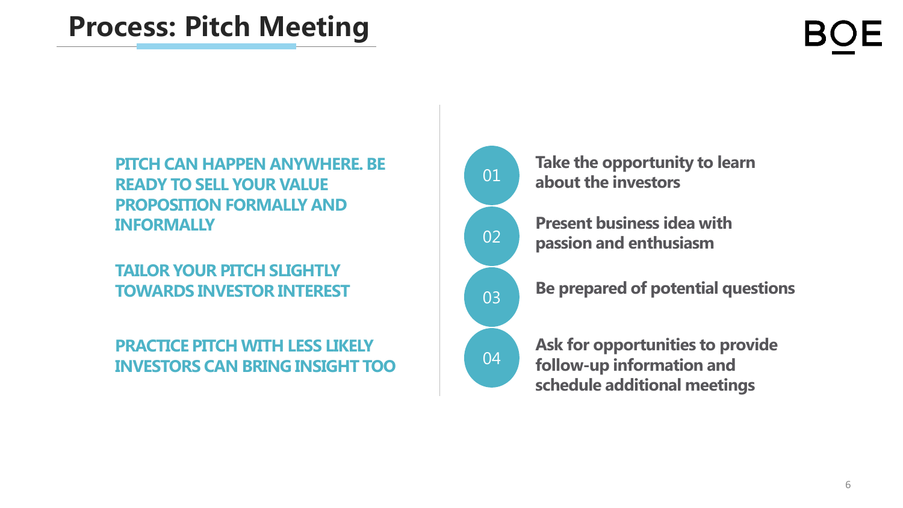# Process: Pitch Meeting

**PITCH CAN HAPPEN ANYWHERE. BE READY TO SELL YOUR VALUE PROPOSITION FORMALLY AND INFORMALLY**

**TAILOR YOUR PITCH SLIGHTLY TOWARDS INVESTOR INTEREST**

**PRACTICE PITCH WITH LESS LIKELY INVESTORS CAN BRING INSIGHT TOO**

01 **Take the opportunity to learn about the investors**

02 **Present business idea with passion and enthusiasm**

03 **Be prepared of potential questions**

04 **Ask for opportunities to provide follow-up information and schedule additional meetings**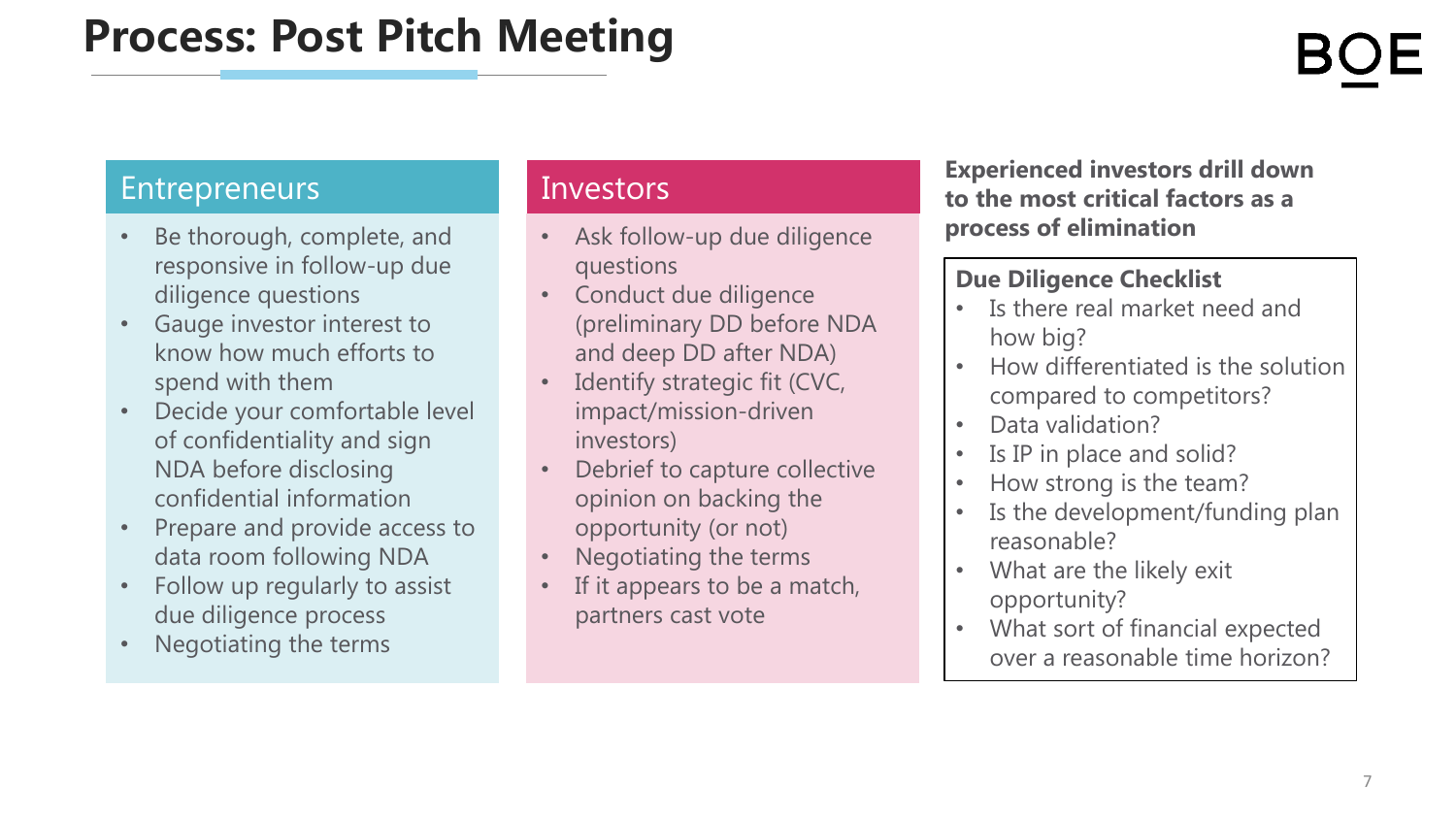# Process: Post Pitch Meeting

BOE

## Entrepreneurs

- Be thorough, complete, and responsive in follow-up due diligence questions
- Gauge investor interest to know how much efforts to spend with them
- Decide your comfortable level of confidentiality and sign NDA before disclosing confidential information
- Prepare and provide access to data room following NDA
- Follow up regularly to assist due diligence process
- Negotiating the terms

## Investors

- Ask follow-up due diligence questions
- Conduct due diligence (preliminary DD before NDA and deep DD after NDA)
- Identify strategic fit (CVC, impact/mission-driven investors)
- Debrief to capture collective opinion on backing the opportunity (or not)
- Negotiating the terms
- If it appears to be a match, partners cast vote

**Experienced investors drill down to the most critical factors as a process of elimination**

**Due Diligence Checklist**

- Is there real market need and how big?
- How differentiated is the solution compared to competitors?
- Data validation?
- Is IP in place and solid?
- How strong is the team?
- Is the development/funding plan reasonable?
- What are the likely exit opportunity?
- What sort of financial expected over a reasonable time horizon?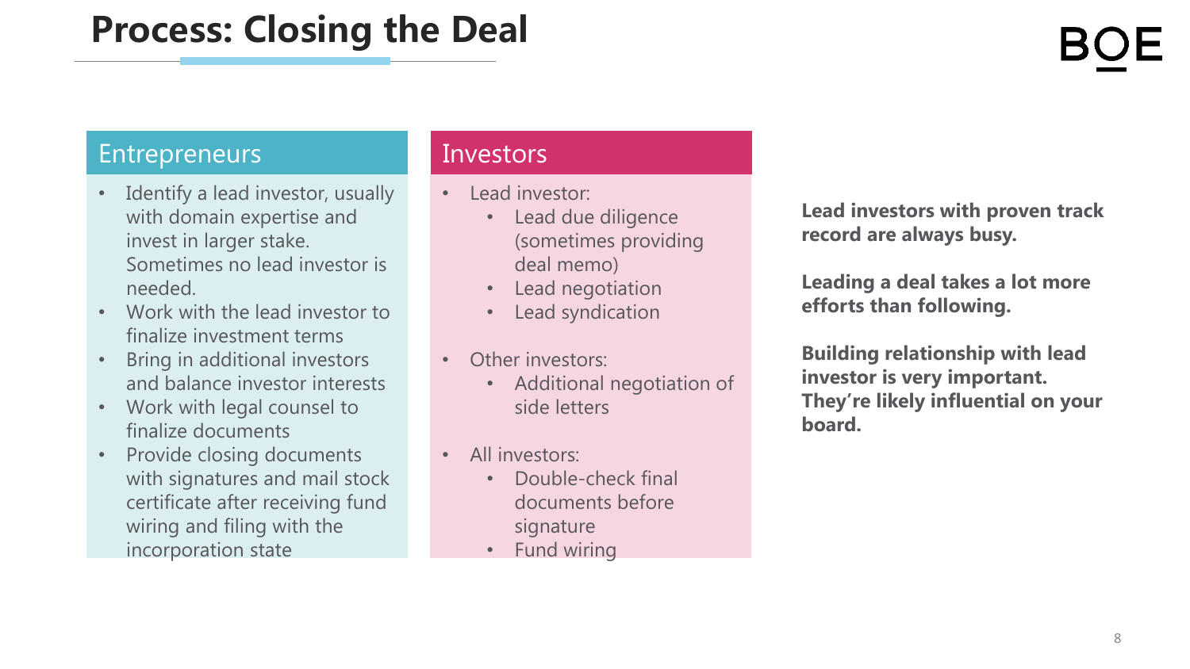# Process: Closing the Deal

## Entrepreneurs

- Identify a lead investor, usually with domain expertise and invest in larger stake. Sometimes no lead investor is needed.
- Work with the lead investor to finalize investment terms
- Bring in additional investors and balance investor interests
- Work with legal counsel to finalize documents
- Provide closing documents with signatures and mail stock certificate after receiving fund wiring and filing with the incorporation state

## Investors

- Lead investor:
  - Lead due diligence (sometimes providing deal memo)
  - Lead negotiation
  - Lead syndication
- Other investors:
  - Additional negotiation of side letters
- All investors:
  - Double-check final documents before signature
  - Fund wiring

**Lead investors with proven track record are always busy.**

**Leading a deal takes a lot more efforts than following.**

**Building relationship with lead investor is very important. They're likely influential on your board.**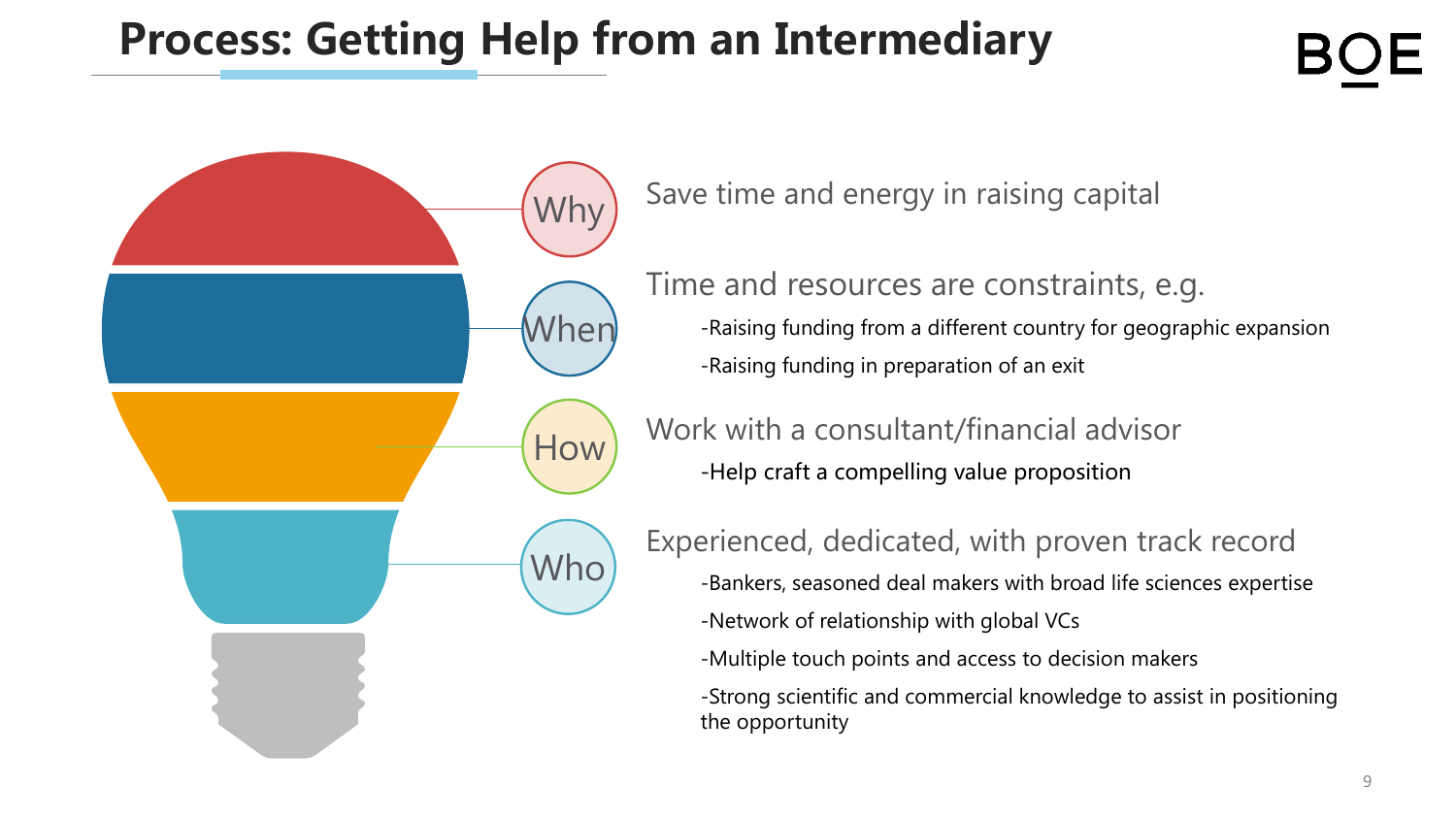# Process: Getting Help from an Intermediary

**Why**

Save time and energy in raising capital

**When**

Time and resources are constraints, e.g.

-Raising funding from a different country for geographic expansion

-Raising funding in preparation of an exit

**How**

Work with a consultant/financial advisor

-Help craft a compelling value proposition

**Who**

Experienced, dedicated, with proven track record

-Bankers, seasoned deal makers with broad life sciences expertise

-Network of relationship with global VCs

-Multiple touch points and access to decision makers

-Strong scientific and commercial knowledge to assist in positioning the opportunity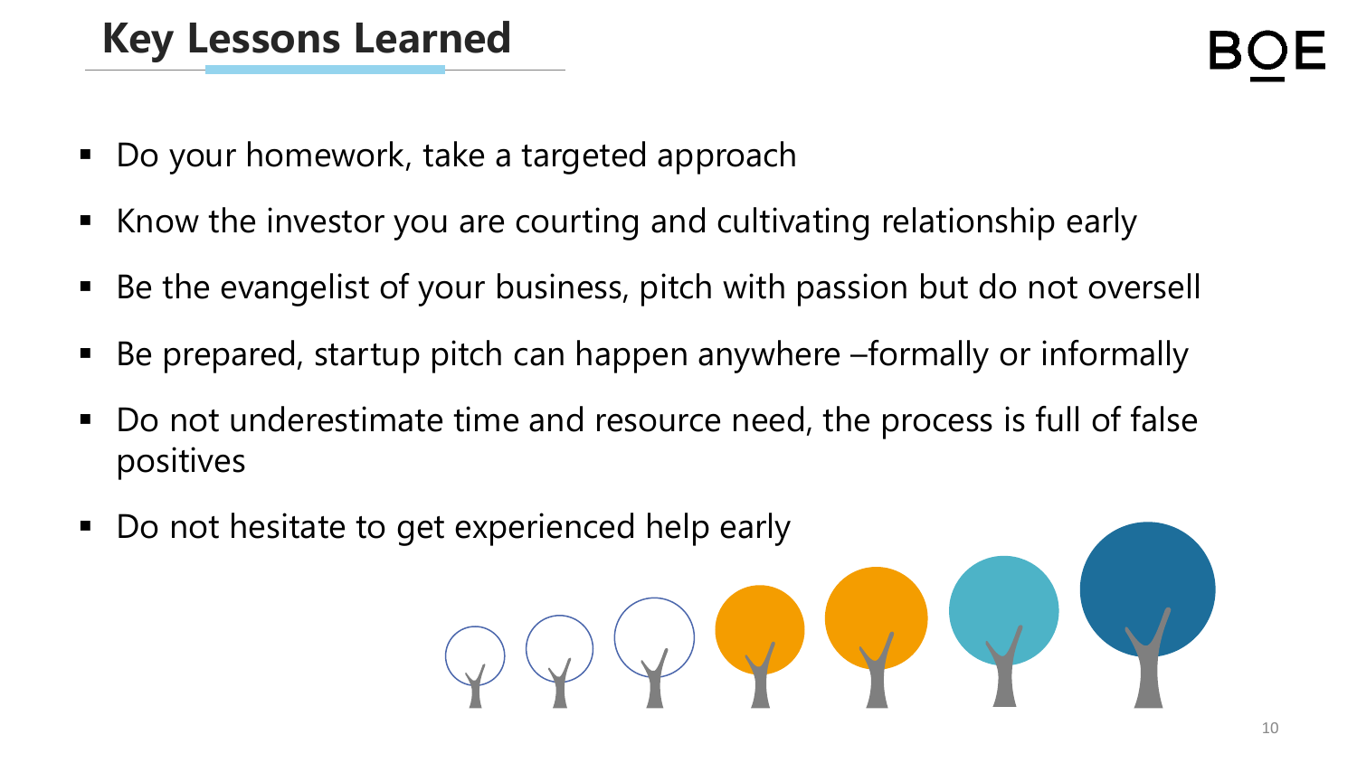## Key Lessons Learned

- Do your homework, take a targeted approach
- Know the investor you are courting and cultivating relationship early
- Be the evangelist of your business, pitch with passion but do not oversell
- Be prepared, startup pitch can happen anywhere –formally or informally
- Do not underestimate time and resource need, the process is full of false positives
- Do not hesitate to get experienced help early